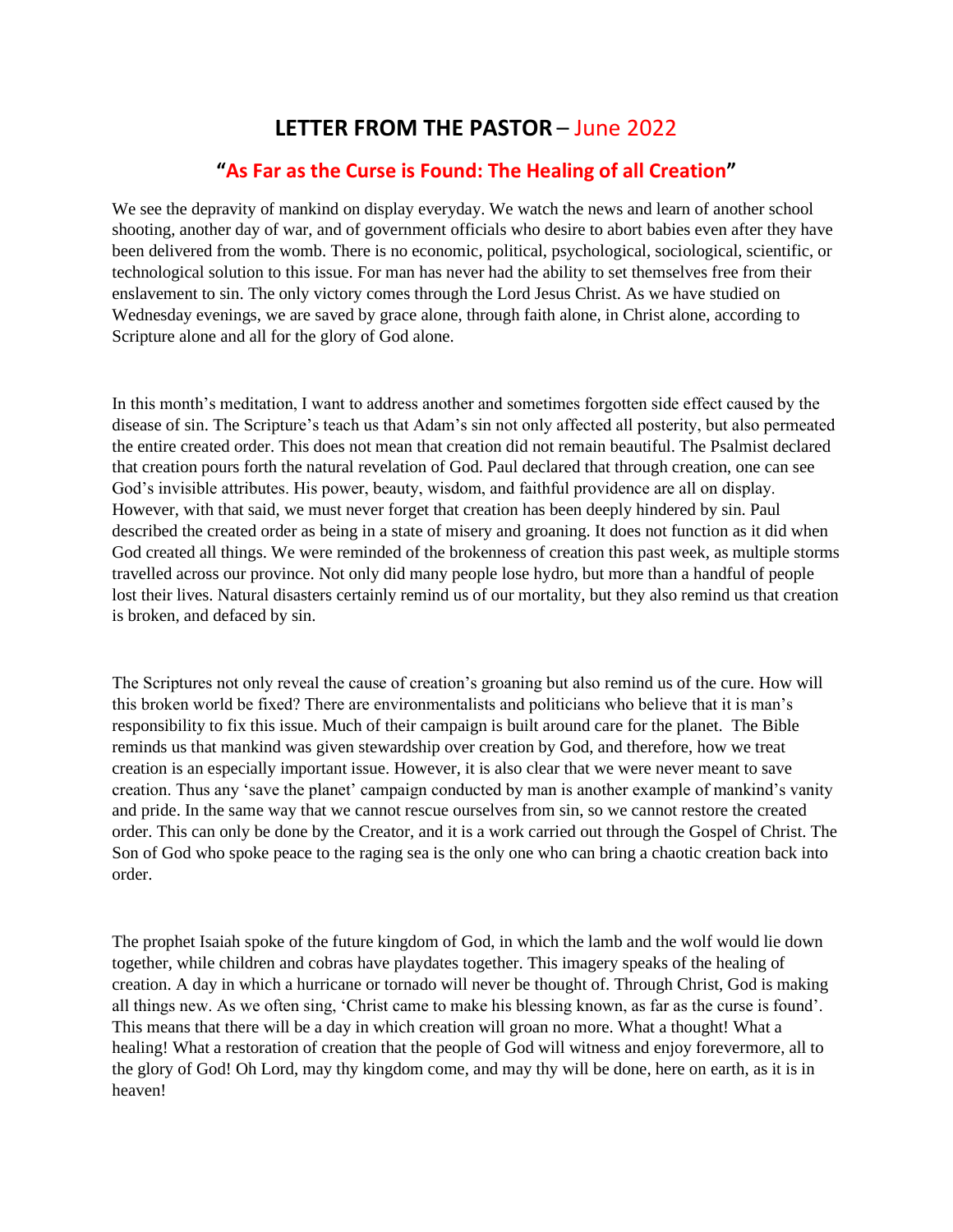# LETTER FROM THE PASTOR – June 2022

## "As Far as the Curse is Found: The Healing of all Creation"

We see the depravity of mankind on display everyday. We watch the news and learn of another school shooting, another day of war, and of government officials who desire to abort babies even after they have been delivered from the womb. There is no economic, political, psychological, sociological, scientific, or technological solution to this issue. For man has never had the ability to set themselves free from their enslavement to sin. The only victory comes through the Lord Jesus Christ. As we have studied on Wednesday evenings, we are saved by grace alone, through faith alone, in Christ alone, according to Scripture alone and all for the glory of God alone.

In this month's meditation, I want to address another and sometimes forgotten side effect caused by the disease of sin. The Scripture's teach us that Adam's sin not only affected all posterity, but also permeated the entire created order. This does not mean that creation did not remain beautiful. The Psalmist declared that creation pours forth the natural revelation of God. Paul declared that through creation, one can see God's invisible attributes. His power, beauty, wisdom, and faithful providence are all on display. However, with that said, we must never forget that creation has been deeply hindered by sin. Paul described the created order as being in a state of misery and groaning. It does not function as it did when God created all things. We were reminded of the brokenness of creation this past week, as multiple storms travelled across our province. Not only did many people lose hydro, but more than a handful of people lost their lives. Natural disasters certainly remind us of our mortality, but they also remind us that creation is broken, and defaced by sin.

The Scriptures not only reveal the cause of creation's groaning but also remind us of the cure. How will this broken world be fixed? There are environmentalists and politicians who believe that it is man's responsibility to fix this issue. Much of their campaign is built around care for the planet. The Bible reminds us that mankind was given stewardship over creation by God, and therefore, how we treat creation is an especially important issue. However, it is also clear that we were never meant to save creation. Thus any 'save the planet' campaign conducted by man is another example of mankind's vanity and pride. In the same way that we cannot rescue ourselves from sin, so we cannot restore the created order. This can only be done by the Creator, and it is a work carried out through the Gospel of Christ. The Son of God who spoke peace to the raging sea is the only one who can bring a chaotic creation back into order.

The prophet Isaiah spoke of the future kingdom of God, in which the lamb and the wolf would lie down together, while children and cobras have playdates together. This imagery speaks of the healing of creation. A day in which a hurricane or tornado will never be thought of. Through Christ, God is making all things new. As we often sing, 'Christ came to make his blessing known, as far as the curse is found'. This means that there will be a day in which creation will groan no more. What a thought! What a healing! What a restoration of creation that the people of God will witness and enjoy forevermore, all to the glory of God! Oh Lord, may thy kingdom come, and may thy will be done, here on earth, as it is in heaven!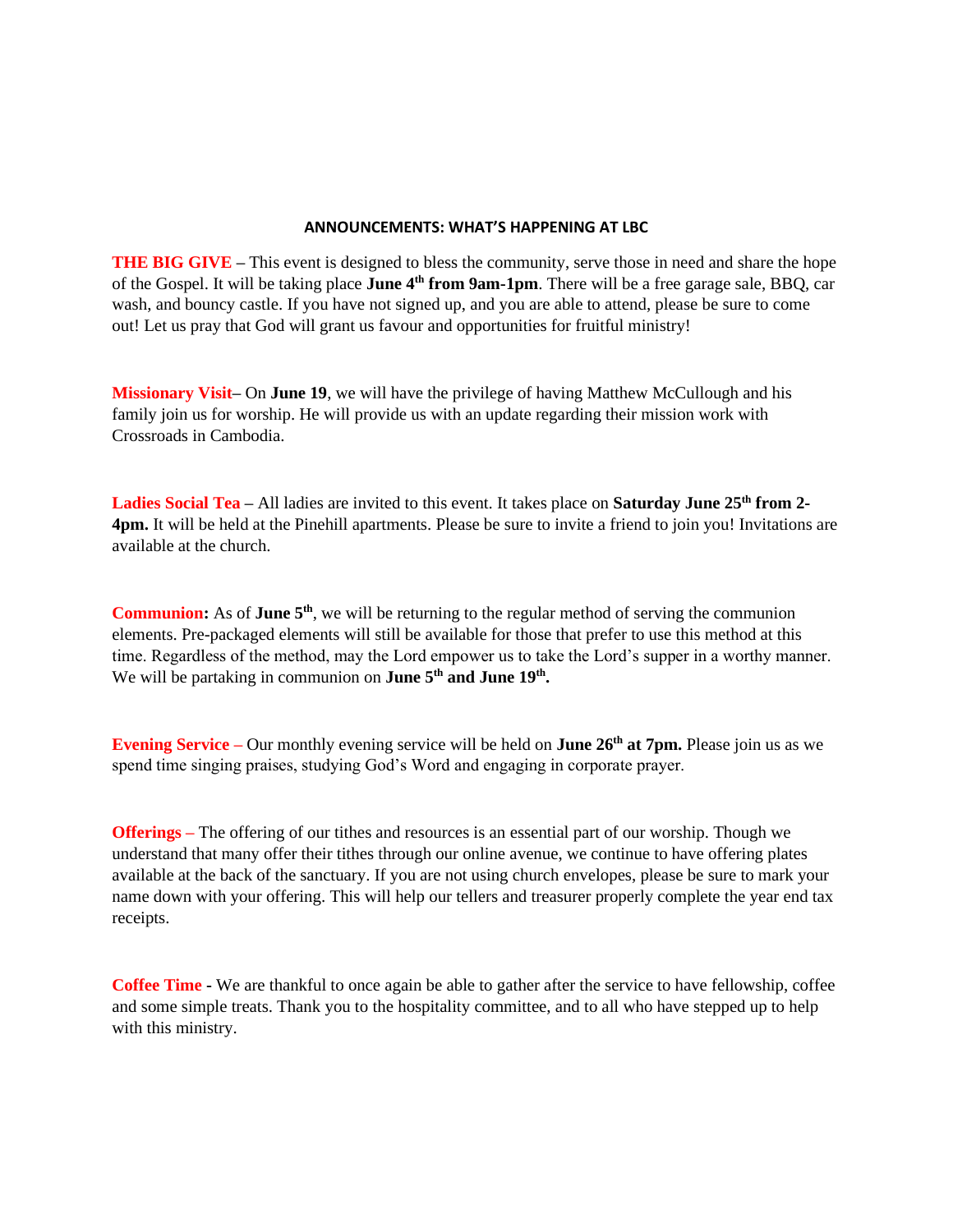## ANNOUNCEMENTS: WHAT'S HAPPENING AT LBC

**THE BIG GIVE** – This event is designed to bless the community, serve those in need and share the hope of the Gospel. It will be taking place **June 4th from 9am-1pm**. There will be a free garage sale, BBQ, car wash, and bouncy castle. If you have not signed up, and you are able to attend, please be sure to come out! Let us pray that God will grant us favour and opportunities for fruitful ministry!

**Missionary Visit**– On **June 19**, we will have the privilege of having Matthew McCullough and his family join us for worship. He will provide us with an update regarding their mission work with Crossroads in Cambodia.

**Ladies Social Tea** – All ladies are invited to this event. It takes place on **Saturday June 25th from 2-4pm.** It will be held at the Pinehill apartments. Please be sure to invite a friend to join you! Invitations are available at the church.

**Communion:** As of **June 5th**, we will be returning to the regular method of serving the communion elements. Pre-packaged elements will still be available for those that prefer to use this method at this time. Regardless of the method, may the Lord empower us to take the Lord's supper in a worthy manner. We will be partaking in communion on **June 5th and June 19th.**

**Evening Service** – Our monthly evening service will be held on **June 26th at 7pm.** Please join us as we spend time singing praises, studying God's Word and engaging in corporate prayer.

**Offerings** – The offering of our tithes and resources is an essential part of our worship. Though we understand that many offer their tithes through our online avenue, we continue to have offering plates available at the back of the sanctuary. If you are not using church envelopes, please be sure to mark your name down with your offering. This will help our tellers and treasurer properly complete the year end tax receipts.

**Coffee Time** - We are thankful to once again be able to gather after the service to have fellowship, coffee and some simple treats. Thank you to the hospitality committee, and to all who have stepped up to help with this ministry.